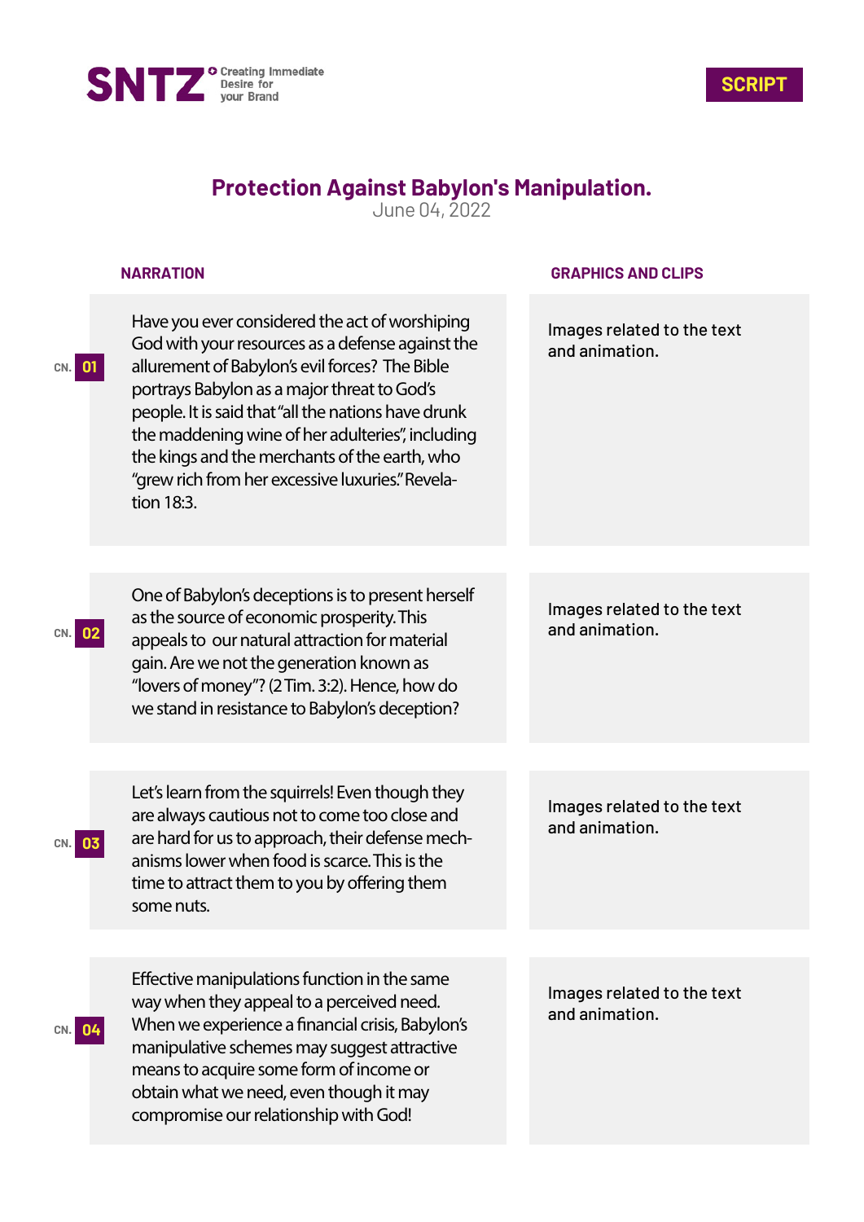SNTZ Creating Immediate Desire for your Brand

SCRIPT

# Protection Against Babylon's Manipulation.

June 04, 2022

| CN. | NARRATION | GRAPHICS AND CLIPS |
|---|---|---|
| 01 | Have you ever considered the act of worshiping God with your resources as a defense against the allurement of Babylon's evil forces? The Bible portrays Babylon as a major threat to God's people. It is said that "all the nations have drunk the maddening wine of her adulteries", including the kings and the merchants of the earth, who "grew rich from her excessive luxuries." Revelation 18:3. | Images related to the text and animation. |
| 02 | One of Babylon's deceptions is to present herself as the source of economic prosperity. This appeals to our natural attraction for material gain. Are we not the generation known as "lovers of money"? (2 Tim. 3:2). Hence, how do we stand in resistance to Babylon's deception? | Images related to the text and animation. |
| 03 | Let's learn from the squirrels! Even though they are always cautious not to come too close and are hard for us to approach, their defense mechanisms lower when food is scarce. This is the time to attract them to you by offering them some nuts. | Images related to the text and animation. |
| 04 | Effective manipulations function in the same way when they appeal to a perceived need. When we experience a financial crisis, Babylon's manipulative schemes may suggest attractive means to acquire some form of income or obtain what we need, even though it may compromise our relationship with God! | Images related to the text and animation. |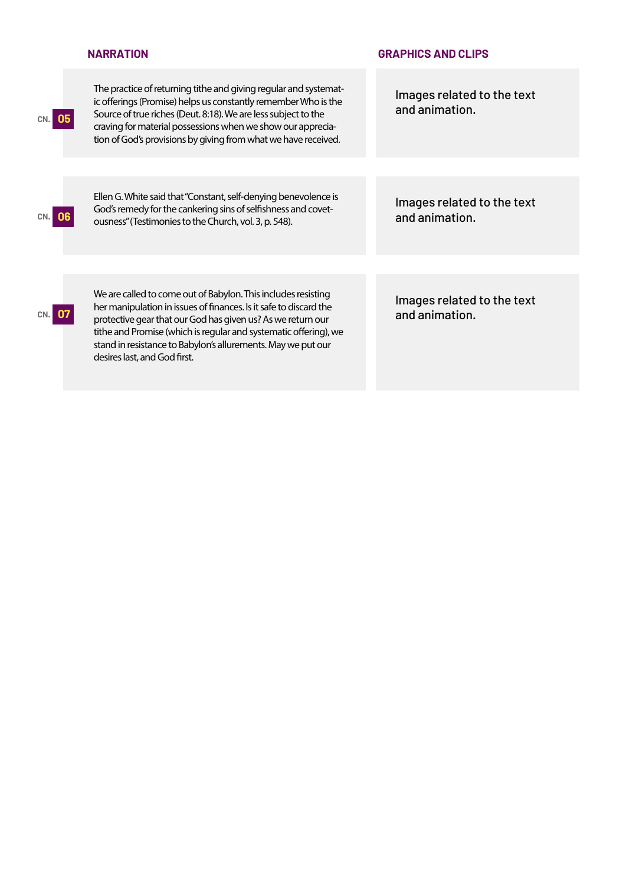| | NARRATION | GRAPHICS AND CLIPS |
|---|---|---|
| CN. 05 | The practice of returning tithe and giving regular and systematic offerings (Promise) helps us constantly remember Who is the Source of true riches (Deut. 8:18). We are less subject to the craving for material possessions when we show our appreciation of God's provisions by giving from what we have received. | Images related to the text and animation. |
| CN. 06 | Ellen G. White said that "Constant, self-denying benevolence is God's remedy for the cankering sins of selfishness and covetousness" (Testimonies to the Church, vol. 3, p. 548). | Images related to the text and animation. |
| CN. 07 | We are called to come out of Babylon. This includes resisting her manipulation in issues of finances. Is it safe to discard the protective gear that our God has given us? As we return our tithe and Promise (which is regular and systematic offering), we stand in resistance to Babylon's allurements. May we put our desires last, and God first. | Images related to the text and animation. |